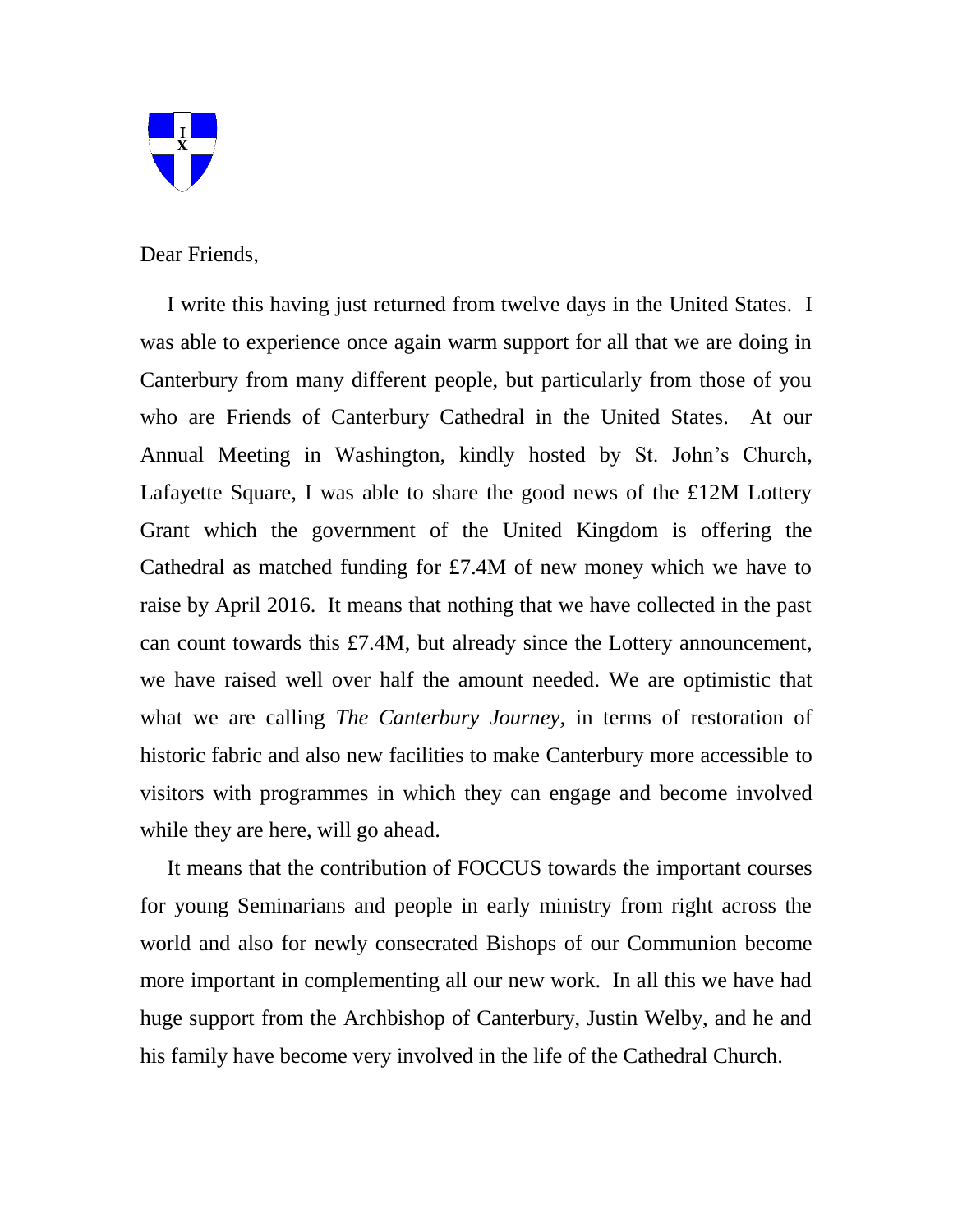Dear Friends,

I write this having just returned from twelve days in the United States. I was able to experience once again warm support for all that we are doing in Canterbury from many different people, but particularly from those of you who are Friends of Canterbury Cathedral in the United States. At our Annual Meeting in Washington, kindly hosted by St. John's Church, Lafayette Square, I was able to share the good news of the £12M Lottery Grant which the government of the United Kingdom is offering the Cathedral as matched funding for £7.4M of new money which we have to raise by April 2016. It means that nothing that we have collected in the past can count towards this £7.4M, but already since the Lottery announcement, we have raised well over half the amount needed. We are optimistic that what we are calling *The Canterbury Journey*, in terms of restoration of historic fabric and also new facilities to make Canterbury more accessible to visitors with programmes in which they can engage and become involved while they are here, will go ahead.

It means that the contribution of FOCCUS towards the important courses for young Seminarians and people in early ministry from right across the world and also for newly consecrated Bishops of our Communion become more important in complementing all our new work. In all this we have had huge support from the Archbishop of Canterbury, Justin Welby, and he and his family have become very involved in the life of the Cathedral Church.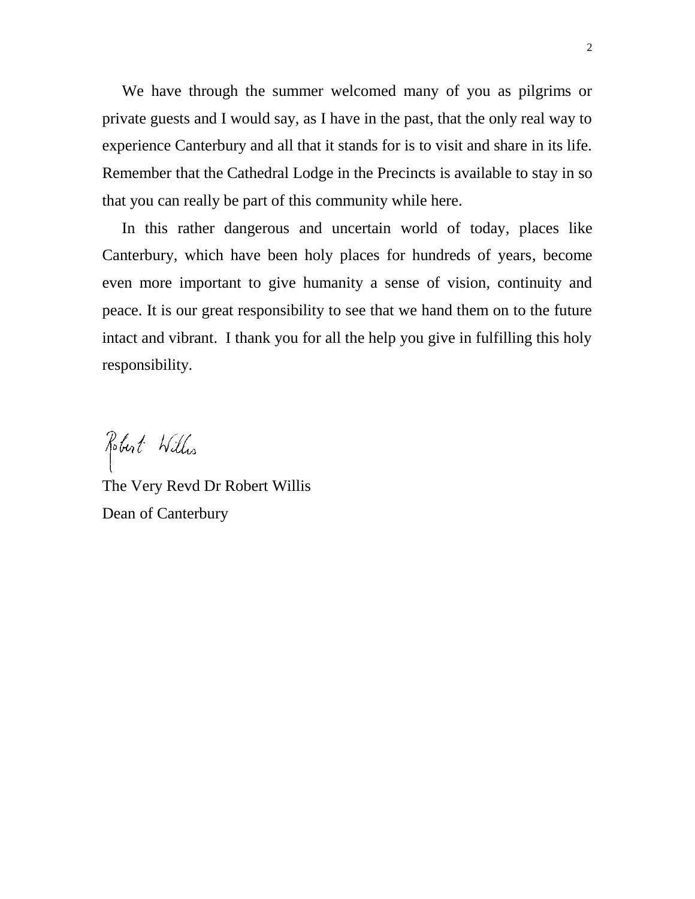We have through the summer welcomed many of you as pilgrims or private guests and I would say, as I have in the past, that the only real way to experience Canterbury and all that it stands for is to visit and share in its life. Remember that the Cathedral Lodge in the Precincts is available to stay in so that you can really be part of this community while here.

In this rather dangerous and uncertain world of today, places like Canterbury, which have been holy places for hundreds of years, become even more important to give humanity a sense of vision, continuity and peace. It is our great responsibility to see that we hand them on to the future intact and vibrant. I thank you for all the help you give in fulfilling this holy responsibility.

Robert Willis

The Very Revd Dr Robert Willis  
Dean of Canterbury